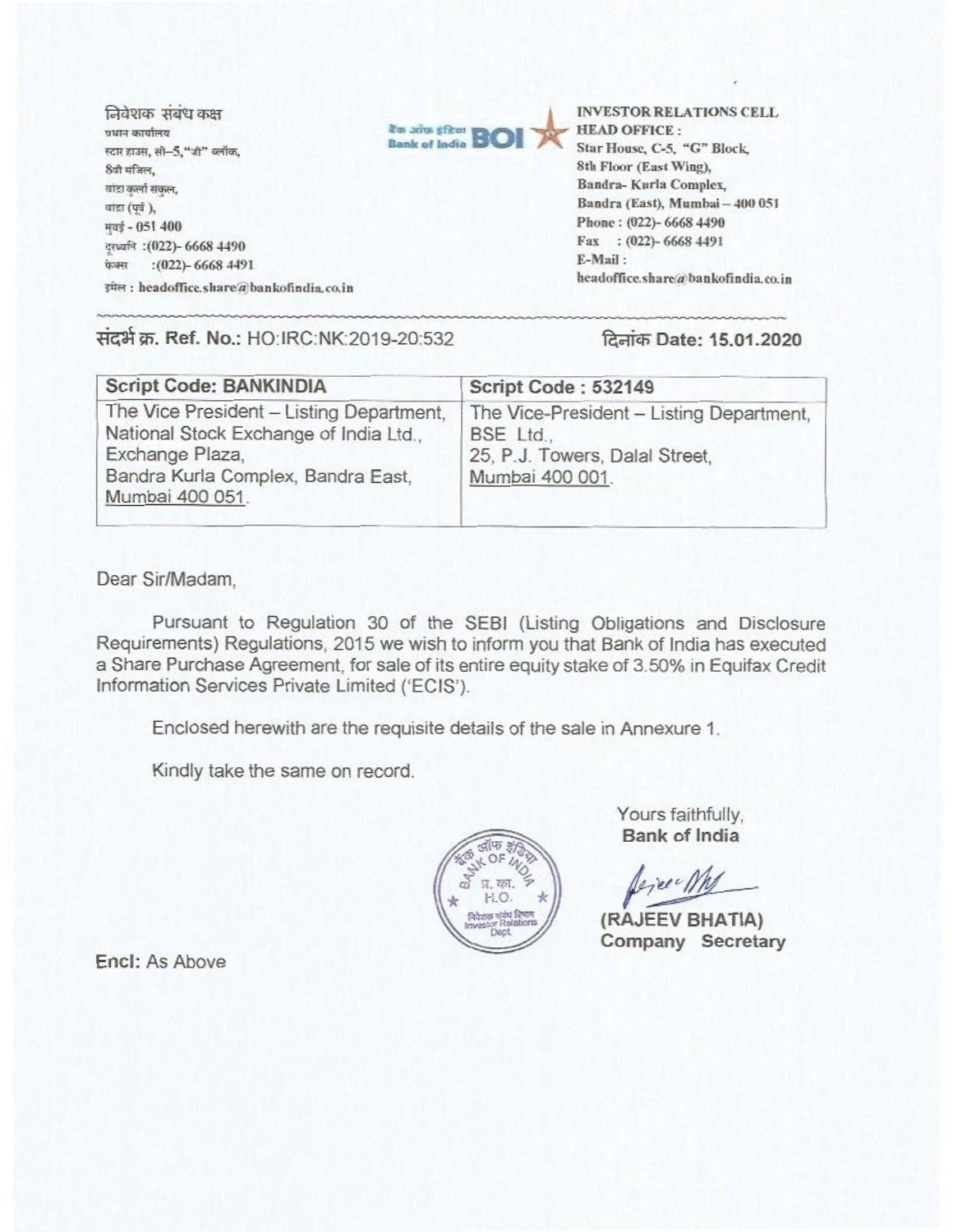निवेशक संबंध कक्ष
प्रधान कार्यालय
स्टार हाउस, सी–5,"जी" ब्लॉक,
8वी मंजिल,
बांद्रा कुर्ला संकुल,
बांद्रा (पूर्व ),
मुंबई - 051 400
दूरध्वनि :(022)- 6668 4490
फेक्स :(022)- 6668 4491
इमेल : headoffice.share@bankofindia.co.in

**INVESTOR RELATIONS CELL**
**HEAD OFFICE :**
Star House, C-5, "G" Block,
8th Floor (East Wing),
Bandra- Kurla Complex,
Bandra (East), Mumbai – 400 051
Phone : (022)- 6668 4490
Fax : (022)- 6668 4491
E-Mail :
headoffice.share@bankofindia.co.in

संदर्भ क्र. **Ref. No.:** HO:IRC:NK:2019-20:532

दिनांक **Date: 15.01.2020**

| Script Code: BANKINDIA | Script Code : 532149 |
|---|---|
| The Vice President – Listing Department, National Stock Exchange of India Ltd., Exchange Plaza, Bandra Kurla Complex, Bandra East, Mumbai 400 051. | The Vice-President – Listing Department, BSE Ltd., 25, P.J. Towers, Dalal Street, Mumbai 400 001. |

Dear Sir/Madam,

Pursuant to Regulation 30 of the SEBI (Listing Obligations and Disclosure Requirements) Regulations, 2015 we wish to inform you that Bank of India has executed a Share Purchase Agreement, for sale of its entire equity stake of 3.50% in Equifax Credit Information Services Private Limited ('ECIS').

Enclosed herewith are the requisite details of the sale in Annexure 1.

Kindly take the same on record.

Yours faithfully,
**Bank of India**

**(RAJEEV BHATIA)**
**Company Secretary**

**Encl:** As Above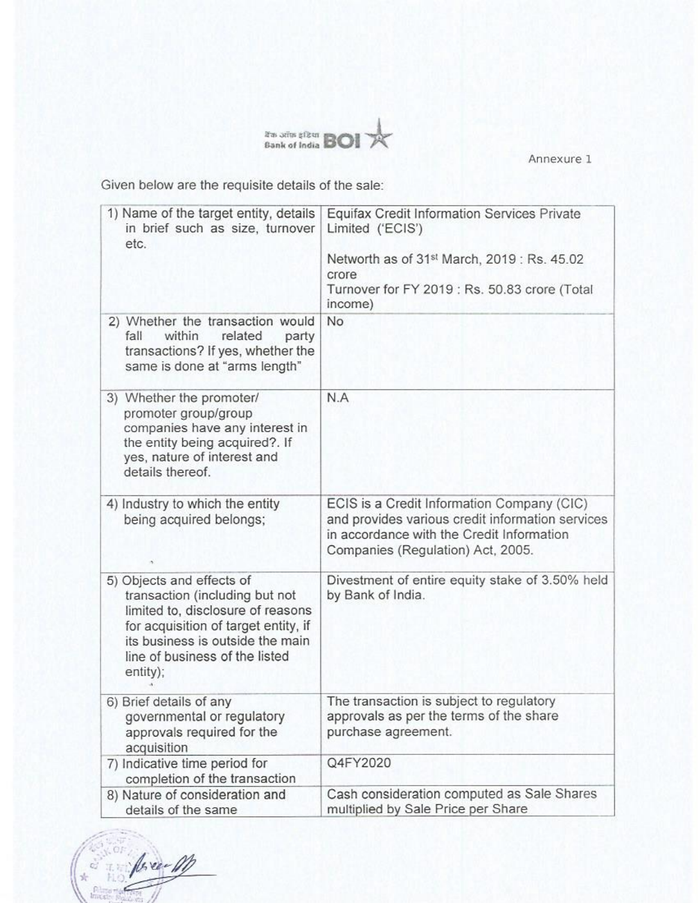Annexure 1

Given below are the requisite details of the sale:

| | |
|---|---|
| 1) Name of the target entity, details in brief such as size, turnover etc. | Equifax Credit Information Services Private Limited ('ECIS')<br><br>Networth as of 31st March, 2019 : Rs. 45.02 crore<br>Turnover for FY 2019 : Rs. 50.83 crore (Total income) |
| 2) Whether the transaction would fall within related party transactions? If yes, whether the same is done at "arms length" | No |
| 3) Whether the promoter/ promoter group/group companies have any interest in the entity being acquired?. If yes, nature of interest and details thereof. | N.A |
| 4) Industry to which the entity being acquired belongs; | ECIS is a Credit Information Company (CIC) and provides various credit information services in accordance with the Credit Information Companies (Regulation) Act, 2005. |
| 5) Objects and effects of transaction (including but not limited to, disclosure of reasons for acquisition of target entity, if its business is outside the main line of business of the listed entity); | Divestment of entire equity stake of 3.50% held by Bank of India. |
| 6) Brief details of any governmental or regulatory approvals required for the acquisition | The transaction is subject to regulatory approvals as per the terms of the share purchase agreement. |
| 7) Indicative time period for completion of the transaction | Q4FY2020 |
| 8) Nature of consideration and details of the same | Cash consideration computed as Sale Shares multiplied by Sale Price per Share |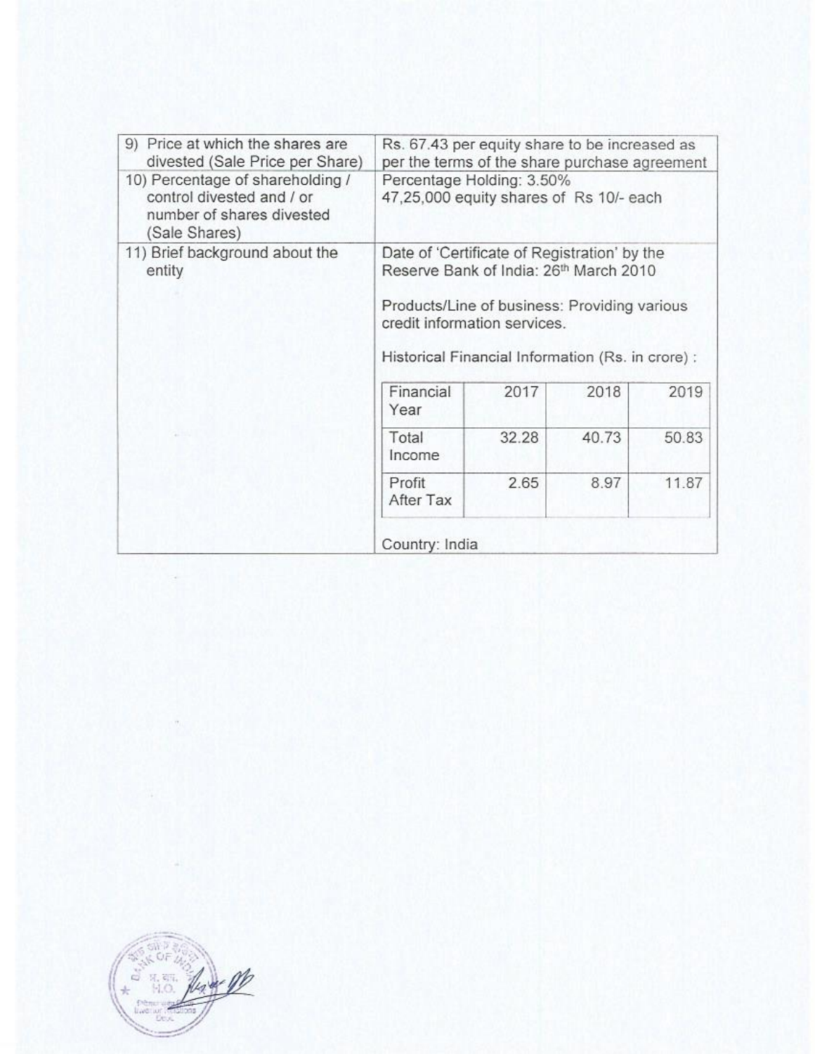| | |
|---|---|
| 9) Price at which the shares are divested (Sale Price per Share) | Rs. 67.43 per equity share to be increased as per the terms of the share purchase agreement |
| 10) Percentage of shareholding / control divested and / or number of shares divested (Sale Shares) | Percentage Holding: 3.50%<br>47,25,000 equity shares of Rs 10/- each |
| 11) Brief background about the entity | Date of 'Certificate of Registration' by the Reserve Bank of India: 26th March 2010<br><br>Products/Line of business: Providing various credit information services.<br><br>Historical Financial Information (Rs. in crore) :<br><br>Financial Year: 2017 / 2018 / 2019<br>Total Income: 32.28 / 40.73 / 50.83<br>Profit After Tax: 2.65 / 8.97 / 11.87<br><br>Country: India |